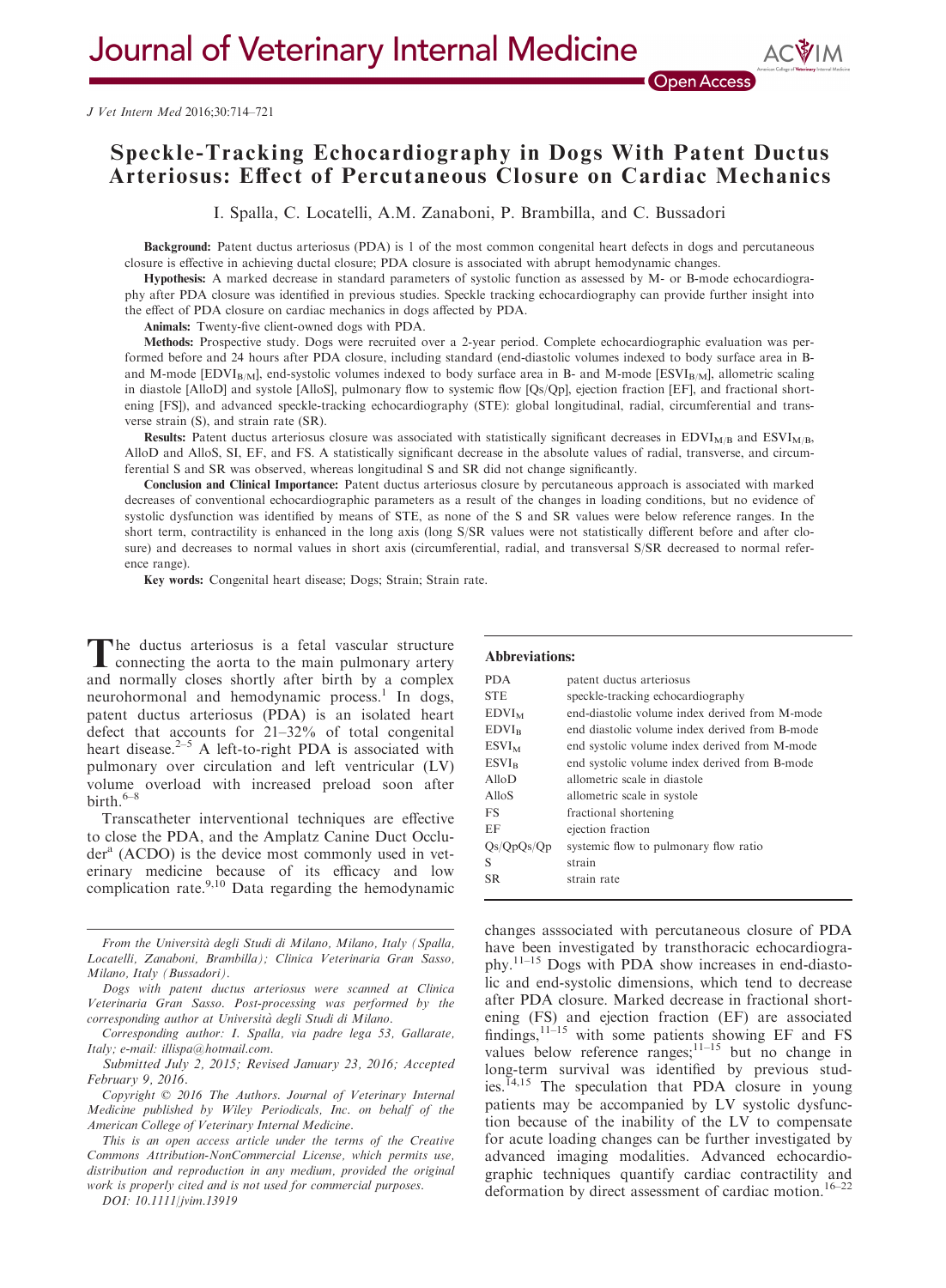# Speckle-Tracking Echocardiography in Dogs With Patent Ductus Arteriosus: Effect of Percutaneous Closure on Cardiac Mechanics

I. Spalla, C. Locatelli, A.M. Zanaboni, P. Brambilla, and C. Bussadori

**Background:** Patent ductus arteriosus (PDA) is 1 of the most common congenital heart defects in dogs and percutaneous closure is effective in achieving ductal closure; PDA closure is associated with abrupt hemodynamic changes.

**Hypothesis:** A marked decrease in standard parameters of systolic function as assessed by M- or B-mode echocardiography after PDA closure was identified in previous studies. Speckle tracking echocardiography can provide further insight into the effect of PDA closure on cardiac mechanics in dogs affected by PDA.

**Animals:** Twenty-five client-owned dogs with PDA.

**Methods:** Prospective study. Dogs were recruited over a 2-year period. Complete echocardiographic evaluation was performed before and 24 hours after PDA closure, including standard (end-diastolic volumes indexed to body surface area in B- and M-mode [$EDVI_{B/M}$], end-systolic volumes indexed to body surface area in B- and M-mode [$ESVI_{B/M}$], allometric scaling in diastole [AlloD] and systole [AlloS], pulmonary flow to systemic flow [Qs/Qp], ejection fraction [EF], and fractional shortening [FS]), and advanced speckle-tracking echocardiography (STE): global longitudinal, radial, circumferential and transverse strain (S), and strain rate (SR).

**Results:** Patent ductus arteriosus closure was associated with statistically significant decreases in $EDVI_{M/B}$ and $ESVI_{M/B}$, AlloD and AlloS, SI, EF, and FS. A statistically significant decrease in the absolute values of radial, transverse, and circumferential S and SR was observed, whereas longitudinal S and SR did not change significantly.

**Conclusion and Clinical Importance:** Patent ductus arteriosus closure by percutaneous approach is associated with marked decreases of conventional echocardiographic parameters as a result of the changes in loading conditions, but no evidence of systolic dysfunction was identified by means of STE, as none of the S and SR values were below reference ranges. In the short term, contractility is enhanced in the long axis (long S/SR values were not statistically different before and after closure) and decreases to normal values in short axis (circumferential, radial, and transversal S/SR decreased to normal reference range).

**Key words:** Congenital heart disease; Dogs; Strain; Strain rate.

The ductus arteriosus is a fetal vascular structure connecting the aorta to the main pulmonary artery and normally closes shortly after birth by a complex neurohormonal and hemodynamic process.[1] In dogs, patent ductus arteriosus (PDA) is an isolated heart defect that accounts for 21–32% of total congenital heart disease.[2–5] A left-to-right PDA is associated with pulmonary over circulation and left ventricular (LV) volume overload with increased preload soon after birth.[6–8]

Transcatheter interventional techniques are effective to close the PDA, and the Amplatz Canine Duct Occluder[a] (ACDO) is the device most commonly used in veterinary medicine because of its efficacy and low complication rate.[9,10] Data regarding the hemodynamic changes asssociated with percutaneous closure of PDA have been investigated by transthoracic echocardiography.[11–15] Dogs with PDA show increases in end-diastolic and end-systolic dimensions, which tend to decrease after PDA closure. Marked decrease in fractional shortening (FS) and ejection fraction (EF) are associated findings,[11–15] with some patients showing EF and FS values below reference ranges;[11–15] but no change in long-term survival was identified by previous studies.[14,15] The speculation that PDA closure in young patients may be accompanied by LV systolic dysfunction because of the inability of the LV to compensate for acute loading changes can be further investigated by advanced imaging modalities. Advanced echocardiographic techniques quantify cardiac contractility and deformation by direct assessment of cardiac motion.[16–22]

**Abbreviations:**

| | |
|---|---|
| PDA | patent ductus arteriosus |
| STE | speckle-tracking echocardiography |
| $EDVI_M$ | end-diastolic volume index derived from M-mode |
| $EDVI_B$ | end diastolic volume index derived from B-mode |
| $ESVI_M$ | end systolic volume index derived from M-mode |
| $ESVI_B$ | end systolic volume index derived from B-mode |
| AlloD | allometric scale in diastole |
| AlloS | allometric scale in systole |
| FS | fractional shortening |
| EF | ejection fraction |
| Qs/QpQs/Qp | systemic flow to pulmonary flow ratio |
| S | strain |
| SR | strain rate |

From the Università degli Studi di Milano, Milano, Italy (Spalla, Locatelli, Zanaboni, Brambilla); Clinica Veterinaria Gran Sasso, Milano, Italy (Bussadori).

Dogs with patent ductus arteriosus were scanned at Clinica Veterinaria Gran Sasso. Post-processing was performed by the corresponding author at Università degli Studi di Milano.

Corresponding author: I. Spalla, via padre lega 53, Gallarate, Italy; e-mail: illispa@hotmail.com.

Submitted July 2, 2015; Revised January 23, 2016; Accepted February 9, 2016.

Copyright © 2016 The Authors. Journal of Veterinary Internal Medicine published by Wiley Periodicals, Inc. on behalf of the American College of Veterinary Internal Medicine.

This is an open access article under the terms of the Creative Commons Attribution-NonCommercial License, which permits use, distribution and reproduction in any medium, provided the original work is properly cited and is not used for commercial purposes.

DOI: 10.1111/jvim.13919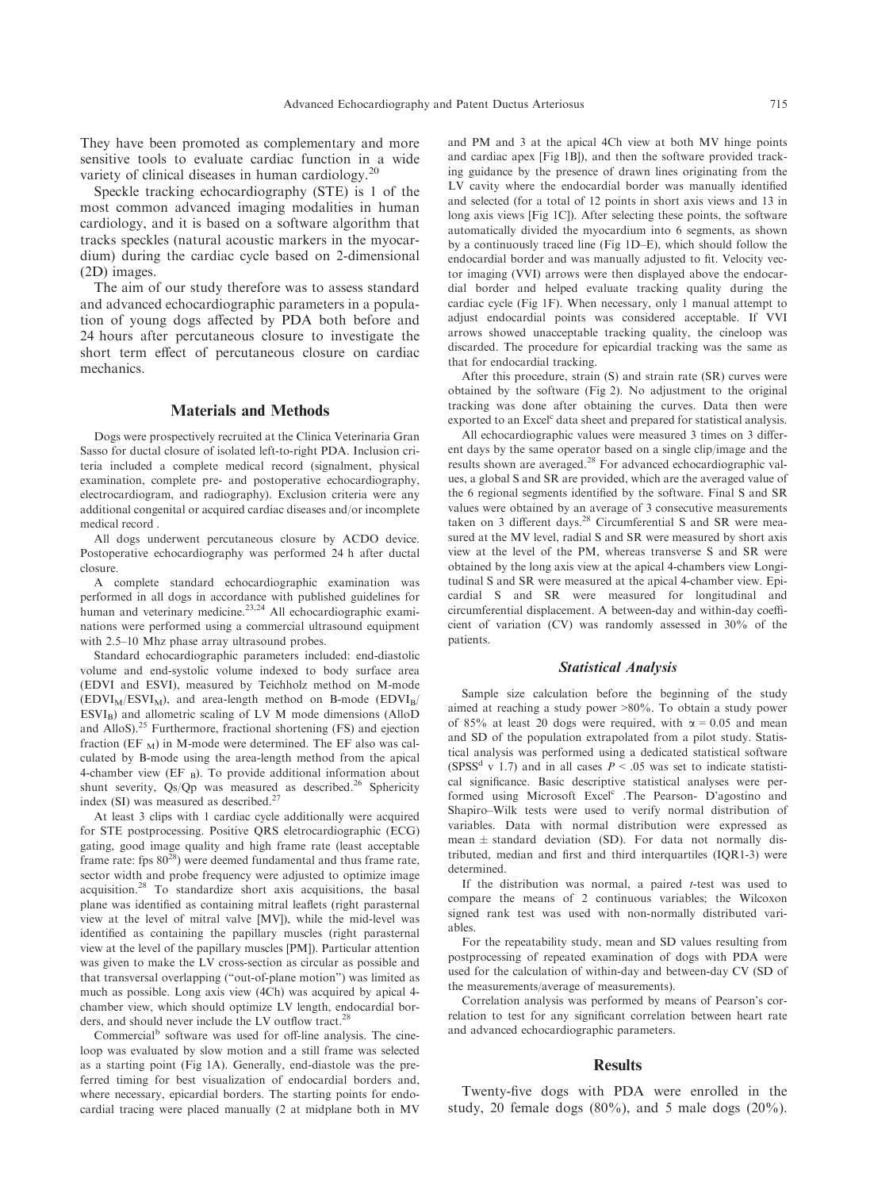They have been promoted as complementary and more sensitive tools to evaluate cardiac function in a wide variety of clinical diseases in human cardiology.[20]

Speckle tracking echocardiography (STE) is 1 of the most common advanced imaging modalities in human cardiology, and it is based on a software algorithm that tracks speckles (natural acoustic markers in the myocardium) during the cardiac cycle based on 2-dimensional (2D) images.

The aim of our study therefore was to assess standard and advanced echocardiographic parameters in a population of young dogs affected by PDA both before and 24 hours after percutaneous closure to investigate the short term effect of percutaneous closure on cardiac mechanics.

## Materials and Methods

Dogs were prospectively recruited at the Clinica Veterinaria Gran Sasso for ductal closure of isolated left-to-right PDA. Inclusion criteria included a complete medical record (signalment, physical examination, complete pre- and postoperative echocardiography, electrocardiogram, and radiography). Exclusion criteria were any additional congenital or acquired cardiac diseases and/or incomplete medical record .

All dogs underwent percutaneous closure by ACDO device. Postoperative echocardiography was performed 24 h after ductal closure.

A complete standard echocardiographic examination was performed in all dogs in accordance with published guidelines for human and veterinary medicine.[23,24] All echocardiographic examinations were performed using a commercial ultrasound equipment with 2.5–10 Mhz phase array ultrasound probes.

Standard echocardiographic parameters included: end-diastolic volume and end-systolic volume indexed to body surface area (EDVI and ESVI), measured by Teichholz method on M-mode ($EDVI_M$/$ESVI_M$), and area-length method on B-mode ($EDVI_B$/$ESVI_B$) and allometric scaling of LV M mode dimensions (AlloD and AlloS).[25] Furthermore, fractional shortening (FS) and ejection fraction ($EF_M$) in M-mode were determined. The EF also was calculated by B-mode using the area-length method from the apical 4-chamber view ($EF_B$). To provide additional information about shunt severity, Qs/Qp was measured as described.[26] Sphericity index (SI) was measured as described.[27]

At least 3 clips with 1 cardiac cycle additionally were acquired for STE postprocessing. Positive QRS eletrocardiographic (ECG) gating, good image quality and high frame rate (least acceptable frame rate: fps 80[28]) were deemed fundamental and thus frame rate, sector width and probe frequency were adjusted to optimize image acquisition.[28] To standardize short axis acquisitions, the basal plane was identified as containing mitral leaflets (right parasternal view at the level of mitral valve [MV]), while the mid-level was identified as containing the papillary muscles (right parasternal view at the level of the papillary muscles [PM]). Particular attention was given to make the LV cross-section as circular as possible and that transversal overlapping ("out-of-plane motion") was limited as much as possible. Long axis view (4Ch) was acquired by apical 4-chamber view, which should optimize LV length, endocardial borders, and should never include the LV outflow tract.[28]

Commercial[b] software was used for off-line analysis. The cineloop was evaluated by slow motion and a still frame was selected as a starting point (Fig 1A). Generally, end-diastole was the preferred timing for best visualization of endocardial borders and, where necessary, epicardial borders. The starting points for endocardial tracing were placed manually (2 at midplane both in MV and PM and 3 at the apical 4Ch view at both MV hinge points and cardiac apex [Fig 1B]), and then the software provided tracking guidance by the presence of drawn lines originating from the LV cavity where the endocardial border was manually identified and selected (for a total of 12 points in short axis views and 13 in long axis views [Fig 1C]). After selecting these points, the software automatically divided the myocardium into 6 segments, as shown by a continuously traced line (Fig 1D–E), which should follow the endocardial border and was manually adjusted to fit. Velocity vector imaging (VVI) arrows were then displayed above the endocardial border and helped evaluate tracking quality during the cardiac cycle (Fig 1F). When necessary, only 1 manual attempt to adjust endocardial points was considered acceptable. If VVI arrows showed unacceptable tracking quality, the cineloop was discarded. The procedure for epicardial tracking was the same as that for endocardial tracking.

After this procedure, strain (S) and strain rate (SR) curves were obtained by the software (Fig 2). No adjustment to the original tracking was done after obtaining the curves. Data then were exported to an Excel[c] data sheet and prepared for statistical analysis.

All echocardiographic values were measured 3 times on 3 different days by the same operator based on a single clip/image and the results shown are averaged.[28] For advanced echocardiographic values, a global S and SR are provided, which are the averaged value of the 6 regional segments identified by the software. Final S and SR values were obtained by an average of 3 consecutive measurements taken on 3 different days.[28] Circumferential S and SR were measured at the MV level, radial S and SR were measured by short axis view at the level of the PM, whereas transverse S and SR were obtained by the long axis view at the apical 4-chambers view Longitudinal S and SR were measured at the apical 4-chamber view. Epicardial S and SR were measured for longitudinal and circumferential displacement. A between-day and within-day coefficient of variation (CV) was randomly assessed in 30% of the patients.

### Statistical Analysis

Sample size calculation before the beginning of the study aimed at reaching a study power >80%. To obtain a study power of 85% at least 20 dogs were required, with $\alpha = 0.05$ and mean and SD of the population extrapolated from a pilot study. Statistical analysis was performed using a dedicated statistical software (SPSS[d] v 1.7) and in all cases $P < .05$ was set to indicate statistical significance. Basic descriptive statistical analyses were performed using Microsoft Excel[c] .The Pearson- D'agostino and Shapiro–Wilk tests were used to verify normal distribution of variables. Data with normal distribution were expressed as mean ± standard deviation (SD). For data not normally distributed, median and first and third interquartiles (IQR1-3) were determined.

If the distribution was normal, a paired *t*-test was used to compare the means of 2 continuous variables; the Wilcoxon signed rank test was used with non-normally distributed variables.

For the repeatability study, mean and SD values resulting from postprocessing of repeated examination of dogs with PDA were used for the calculation of within-day and between-day CV (SD of the measurements/average of measurements).

Correlation analysis was performed by means of Pearson's correlation to test for any significant correlation between heart rate and advanced echocardiographic parameters.

## Results

Twenty-five dogs with PDA were enrolled in the study, 20 female dogs (80%), and 5 male dogs (20%).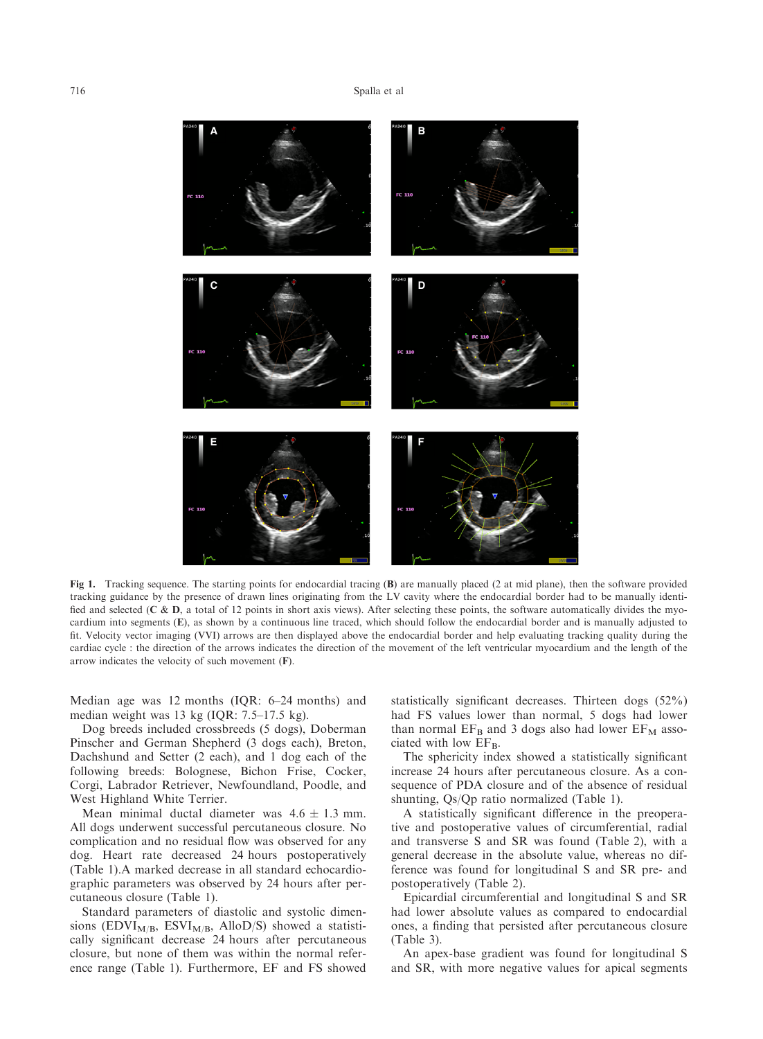**Fig 1.** Tracking sequence. The starting points for endocardial tracing (**B**) are manually placed (2 at mid plane), then the software provided tracking guidance by the presence of drawn lines originating from the LV cavity where the endocardial border had to be manually identified and selected (**C** & **D**, a total of 12 points in short axis views). After selecting these points, the software automatically divides the myocardium into segments (**E**), as shown by a continuous line traced, which should follow the endocardial border and is manually adjusted to fit. Velocity vector imaging (VVI) arrows are then displayed above the endocardial border and help evaluating tracking quality during the cardiac cycle : the direction of the arrows indicates the direction of the movement of the left ventricular myocardium and the length of the arrow indicates the velocity of such movement (**F**).

Median age was 12 months (IQR: 6–24 months) and median weight was 13 kg (IQR: 7.5–17.5 kg).

Dog breeds included crossbreeds (5 dogs), Doberman Pinscher and German Shepherd (3 dogs each), Breton, Dachshund and Setter (2 each), and 1 dog each of the following breeds: Bolognese, Bichon Frise, Cocker, Corgi, Labrador Retriever, Newfoundland, Poodle, and West Highland White Terrier.

Mean minimal ductal diameter was 4.6 ± 1.3 mm. All dogs underwent successful percutaneous closure. No complication and no residual flow was observed for any dog. Heart rate decreased 24 hours postoperatively (Table 1).A marked decrease in all standard echocardiographic parameters was observed by 24 hours after percutaneous closure (Table 1).

Standard parameters of diastolic and systolic dimensions ($EDVI_{M/B}$, $ESVI_{M/B}$, AlloD/S) showed a statistically significant decrease 24 hours after percutaneous closure, but none of them was within the normal reference range (Table 1). Furthermore, EF and FS showed statistically significant decreases. Thirteen dogs (52%) had FS values lower than normal, 5 dogs had lower than normal $EF_B$ and 3 dogs also had lower $EF_M$ associated with low $EF_B$.

The sphericity index showed a statistically significant increase 24 hours after percutaneous closure. As a consequence of PDA closure and of the absence of residual shunting, Qs/Qp ratio normalized (Table 1).

A statistically significant difference in the preoperative and postoperative values of circumferential, radial and transverse S and SR was found (Table 2), with a general decrease in the absolute value, whereas no difference was found for longitudinal S and SR pre- and postoperatively (Table 2).

Epicardial circumferential and longitudinal S and SR had lower absolute values as compared to endocardial ones, a finding that persisted after percutaneous closure (Table 3).

An apex-base gradient was found for longitudinal S and SR, with more negative values for apical segments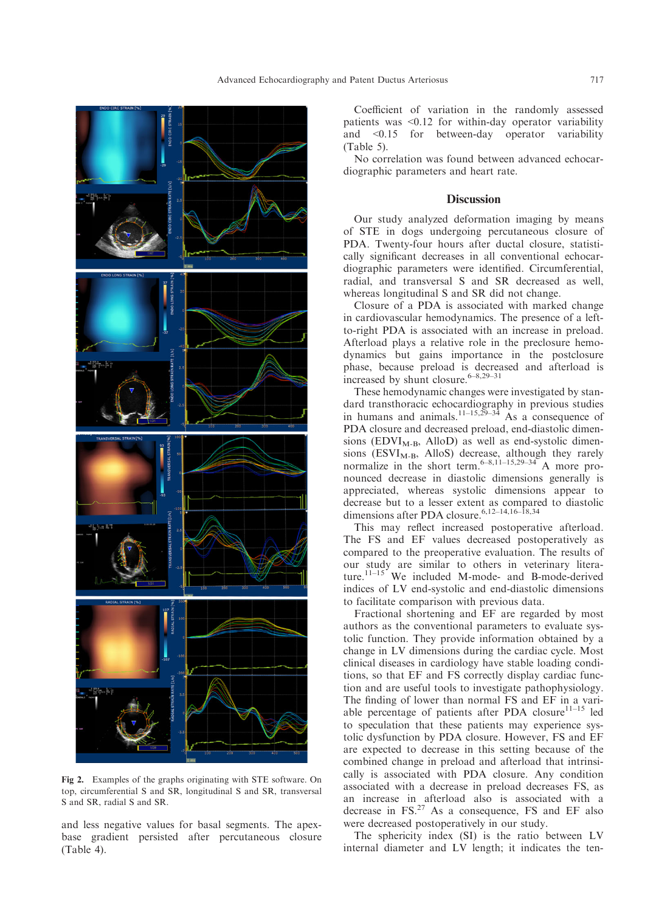Fig 2. Examples of the graphs originating with STE software. On top, circumferential S and SR, longitudinal S and SR, transversal S and SR, radial S and SR.

and less negative values for basal segments. The apex-base gradient persisted after percutaneous closure (Table 4).

Coefficient of variation in the randomly assessed patients was <0.12 for within-day operator variability and <0.15 for between-day operator variability (Table 5).

No correlation was found between advanced echocardiographic parameters and heart rate.

## Discussion

Our study analyzed deformation imaging by means of STE in dogs undergoing percutaneous closure of PDA. Twenty-four hours after ductal closure, statistically significant decreases in all conventional echocardiographic parameters were identified. Circumferential, radial, and transversal S and SR decreased as well, whereas longitudinal S and SR did not change.

Closure of a PDA is associated with marked change in cardiovascular hemodynamics. The presence of a left-to-right PDA is associated with an increase in preload. Afterload plays a relative role in the preclosure hemodynamics but gains importance in the postclosure phase, because preload is decreased and afterload is increased by shunt closure.[6–8,29–31]

These hemodynamic changes were investigated by standard transthoracic echocardiography in previous studies in humans and animals.[11–15,29–34] As a consequence of PDA closure and decreased preload, end-diastolic dimensions ($EDVI_{M-B}$, AlloD) as well as end-systolic dimensions ($ESVI_{M-B}$, AlloS) decrease, although they rarely normalize in the short term.[6–8,11–15,29–34] A more pronounced decrease in diastolic dimensions generally is appreciated, whereas systolic dimensions appear to decrease but to a lesser extent as compared to diastolic dimensions after PDA closure.[6,12–14,16–18,34]

This may reflect increased postoperative afterload. The FS and EF values decreased postoperatively as compared to the preoperative evaluation. The results of our study are similar to others in veterinary literature.[11–15] We included M-mode- and B-mode-derived indices of LV end-systolic and end-diastolic dimensions to facilitate comparison with previous data.

Fractional shortening and EF are regarded by most authors as the conventional parameters to evaluate systolic function. They provide information obtained by a change in LV dimensions during the cardiac cycle. Most clinical diseases in cardiology have stable loading conditions, so that EF and FS correctly display cardiac function and are useful tools to investigate pathophysiology. The finding of lower than normal FS and EF in a variable percentage of patients after PDA closure[11–15] led to speculation that these patients may experience systolic dysfunction by PDA closure. However, FS and EF are expected to decrease in this setting because of the combined change in preload and afterload that intrinsically is associated with PDA closure. Any condition associated with a decrease in preload decreases FS, as an increase in afterload also is associated with a decrease in FS.[27] As a consequence, FS and EF also were decreased postoperatively in our study.

The sphericity index (SI) is the ratio between LV internal diameter and LV length; it indicates the ten-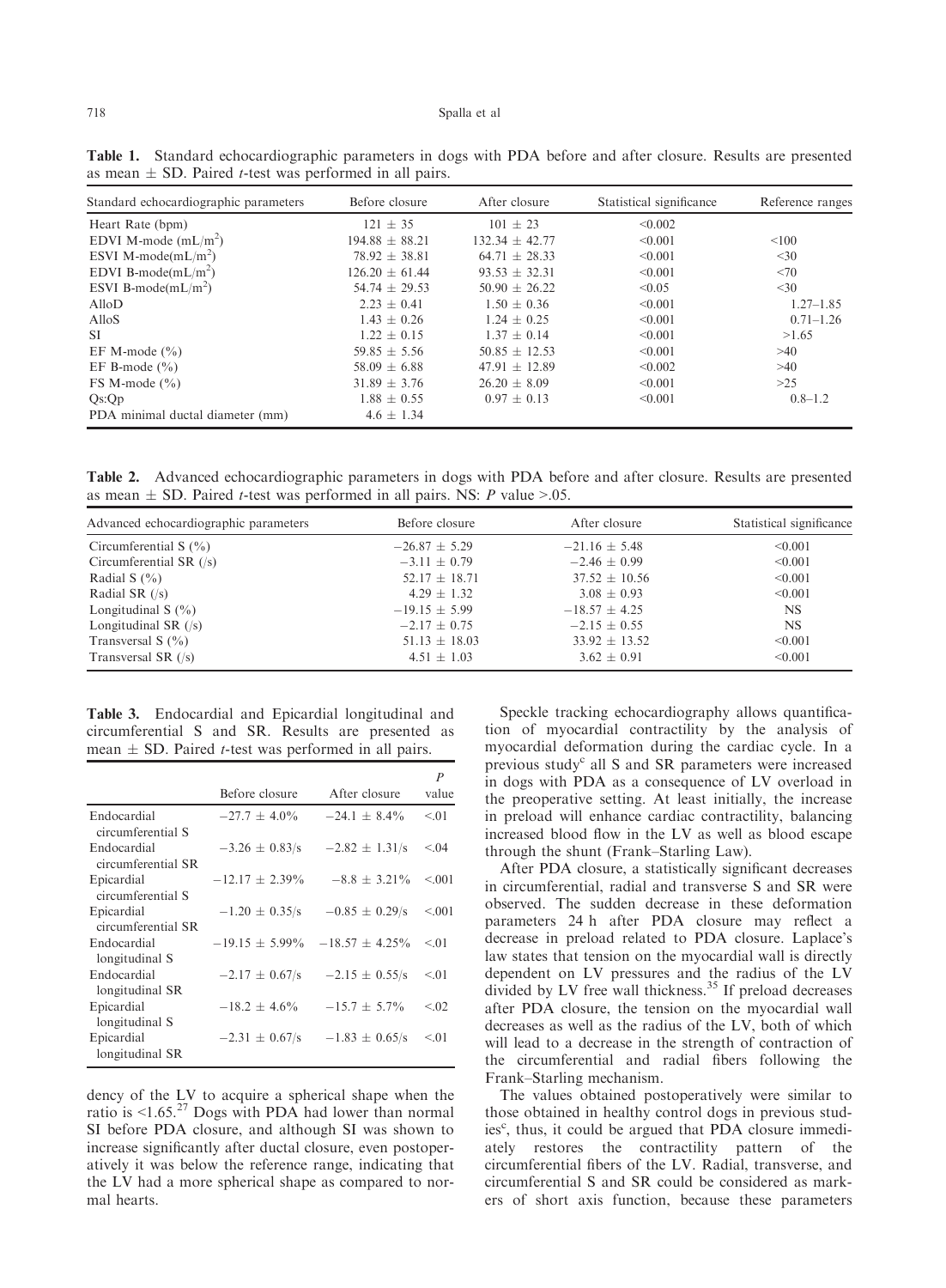**Table 1.** Standard echocardiographic parameters in dogs with PDA before and after closure. Results are presented as mean ± SD. Paired *t*-test was performed in all pairs.

| Standard echocardiographic parameters | Before closure | After closure | Statistical significance | Reference ranges |
|---|---|---|---|---|
| Heart Rate (bpm) | 121 ± 35 | 101 ± 23 | <0.002 | |
| EDVI M-mode (mL/m$^2$) | 194.88 ± 88.21 | 132.34 ± 42.77 | <0.001 | <100 |
| ESVI M-mode(mL/m$^2$) | 78.92 ± 38.81 | 64.71 ± 28.33 | <0.001 | <30 |
| EDVI B-mode(mL/m$^2$) | 126.20 ± 61.44 | 93.53 ± 32.31 | <0.001 | <70 |
| ESVI B-mode(mL/m$^2$) | 54.74 ± 29.53 | 50.90 ± 26.22 | <0.05 | <30 |
| AlloD | 2.23 ± 0.41 | 1.50 ± 0.36 | <0.001 | 1.27–1.85 |
| AlloS | 1.43 ± 0.26 | 1.24 ± 0.25 | <0.001 | 0.71–1.26 |
| SI | 1.22 ± 0.15 | 1.37 ± 0.14 | <0.001 | >1.65 |
| EF M-mode (%) | 59.85 ± 5.56 | 50.85 ± 12.53 | <0.001 | >40 |
| EF B-mode (%) | 58.09 ± 6.88 | 47.91 ± 12.89 | <0.002 | >40 |
| FS M-mode (%) | 31.89 ± 3.76 | 26.20 ± 8.09 | <0.001 | >25 |
| Qs:Qp | 1.88 ± 0.55 | 0.97 ± 0.13 | <0.001 | 0.8–1.2 |
| PDA minimal ductal diameter (mm) | 4.6 ± 1.34 | | | |

**Table 2.** Advanced echocardiographic parameters in dogs with PDA before and after closure. Results are presented as mean ± SD. Paired *t*-test was performed in all pairs. NS: *P* value >.05.

| Advanced echocardiographic parameters | Before closure | After closure | Statistical significance |
|---|---|---|---|
| Circumferential S (%) | −26.87 ± 5.29 | −21.16 ± 5.48 | <0.001 |
| Circumferential SR (/s) | −3.11 ± 0.79 | −2.46 ± 0.99 | <0.001 |
| Radial S (%) | 52.17 ± 18.71 | 37.52 ± 10.56 | <0.001 |
| Radial SR (/s) | 4.29 ± 1.32 | 3.08 ± 0.93 | <0.001 |
| Longitudinal S (%) | −19.15 ± 5.99 | −18.57 ± 4.25 | NS |
| Longitudinal SR (/s) | −2.17 ± 0.75 | −2.15 ± 0.55 | NS |
| Transversal S (%) | 51.13 ± 18.03 | 33.92 ± 13.52 | <0.001 |
| Transversal SR (/s) | 4.51 ± 1.03 | 3.62 ± 0.91 | <0.001 |

**Table 3.** Endocardial and Epicardial longitudinal and circumferential S and SR. Results are presented as mean ± SD. Paired *t*-test was performed in all pairs.

| | Before closure | After closure | *P* value |
|---|---|---|---|
| Endocardial circumferential S | −27.7 ± 4.0% | −24.1 ± 8.4% | <.01 |
| Endocardial circumferential SR | −3.26 ± 0.83/s | −2.82 ± 1.31/s | <.04 |
| Epicardial circumferential S | −12.17 ± 2.39% | −8.8 ± 3.21% | <.001 |
| Epicardial circumferential SR | −1.20 ± 0.35/s | −0.85 ± 0.29/s | <.001 |
| Endocardial longitudinal S | −19.15 ± 5.99% | −18.57 ± 4.25% | <.01 |
| Endocardial longitudinal SR | −2.17 ± 0.67/s | −2.15 ± 0.55/s | <.01 |
| Epicardial longitudinal S | −18.2 ± 4.6% | −15.7 ± 5.7% | <.02 |
| Epicardial longitudinal SR | −2.31 ± 0.67/s | −1.83 ± 0.65/s | <.01 |

dency of the LV to acquire a spherical shape when the ratio is <1.65.[27] Dogs with PDA had lower than normal SI before PDA closure, and although SI was shown to increase significantly after ductal closure, even postoperatively it was below the reference range, indicating that the LV had a more spherical shape as compared to normal hearts.

Speckle tracking echocardiography allows quantification of myocardial contractility by the analysis of myocardial deformation during the cardiac cycle. In a previous study[c] all S and SR parameters were increased in dogs with PDA as a consequence of LV overload in the preoperative setting. At least initially, the increase in preload will enhance cardiac contractility, balancing increased blood flow in the LV as well as blood escape through the shunt (Frank–Starling Law).

After PDA closure, a statistically significant decreases in circumferential, radial and transverse S and SR were observed. The sudden decrease in these deformation parameters 24 h after PDA closure may reflect a decrease in preload related to PDA closure. Laplace's law states that tension on the myocardial wall is directly dependent on LV pressures and the radius of the LV divided by LV free wall thickness.[35] If preload decreases after PDA closure, the tension on the myocardial wall decreases as well as the radius of the LV, both of which will lead to a decrease in the strength of contraction of the circumferential and radial fibers following the Frank–Starling mechanism.

The values obtained postoperatively were similar to those obtained in healthy control dogs in previous studies[c], thus, it could be argued that PDA closure immediately restores the contractility pattern of the circumferential fibers of the LV. Radial, transverse, and circumferential S and SR could be considered as markers of short axis function, because these parameters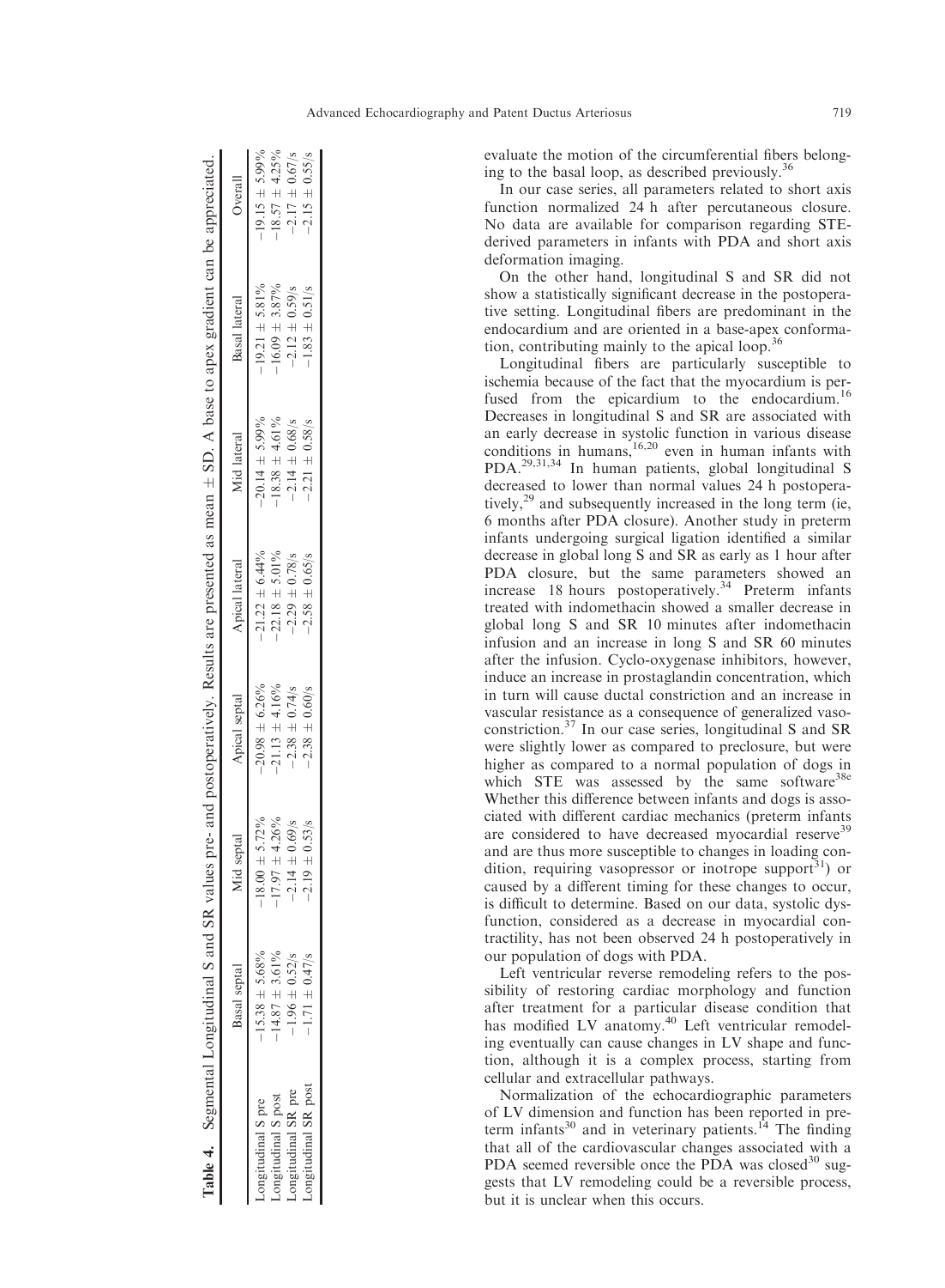**Table 4.** Segmental Longitudinal S and SR values pre- and postoperatively. Results are presented as mean ± SD. A base to apex gradient can be appreciated.

| | Basal septal | Mid septal | Apical septal | Apical lateral | Mid lateral | Basal lateral | Overall |
|---|---|---|---|---|---|---|---|
| Longitudinal S pre | −15.38 ± 5.68% | −18.00 ± 5.72% | −20.98 ± 6.26% | −21.22 ± 6.44% | −20.14 ± 5.99% | −19.21 ± 5.81% | −19.15 ± 5.99% |
| Longitudinal S post | −14.87 ± 3.61% | −17.97 ± 4.26% | −21.13 ± 4.16% | −22.18 ± 5.01% | −18.38 ± 4.61% | −16.09 ± 3.87% | −18.57 ± 4.25% |
| Longitudinal SR pre | −1.96 ± 0.52/s | −2.14 ± 0.69/s | −2.38 ± 0.74/s | −2.29 ± 0.78/s | −2.14 ± 0.68/s | −2.12 ± 0.59/s | −2.17 ± 0.67/s |
| Longitudinal SR post | −1.71 ± 0.47/s | −2.19 ± 0.53/s | −2.38 ± 0.60/s | −2.58 ± 0.65/s | −2.21 ± 0.58/s | −1.83 ± 0.51/s | −2.15 ± 0.55/s |

evaluate the motion of the circumferential fibers belonging to the basal loop, as described previously.[36]

In our case series, all parameters related to short axis function normalized 24 h after percutaneous closure. No data are available for comparison regarding STE-derived parameters in infants with PDA and short axis deformation imaging.

On the other hand, longitudinal S and SR did not show a statistically significant decrease in the postoperative setting. Longitudinal fibers are predominant in the endocardium and are oriented in a base-apex conformation, contributing mainly to the apical loop.[36]

Longitudinal fibers are particularly susceptible to ischemia because of the fact that the myocardium is perfused from the epicardium to the endocardium.[16] Decreases in longitudinal S and SR are associated with an early decrease in systolic function in various disease conditions in humans,[16,20] even in human infants with PDA.[29,31,34] In human patients, global longitudinal S decreased to lower than normal values 24 h postoperatively,[29] and subsequently increased in the long term (ie, 6 months after PDA closure). Another study in preterm infants undergoing surgical ligation identified a similar decrease in global long S and SR as early as 1 hour after PDA closure, but the same parameters showed an increase 18 hours postoperatively.[34] Preterm infants treated with indomethacin showed a smaller decrease in global long S and SR 10 minutes after indomethacin infusion and an increase in long S and SR 60 minutes after the infusion. Cyclo-oxygenase inhibitors, however, induce an increase in prostaglandin concentration, which in turn will cause ductal constriction and an increase in vascular resistance as a consequence of generalized vasoconstriction.[37] In our case series, longitudinal S and SR were slightly lower as compared to preclosure, but were higher as compared to a normal population of dogs in which STE was assessed by the same software[38e] Whether this difference between infants and dogs is associated with different cardiac mechanics (preterm infants are considered to have decreased myocardial reserve[39] and are thus more susceptible to changes in loading condition, requiring vasopressor or inotrope support[31]) or caused by a different timing for these changes to occur, is difficult to determine. Based on our data, systolic dysfunction, considered as a decrease in myocardial contractility, has not been observed 24 h postoperatively in our population of dogs with PDA.

Left ventricular reverse remodeling refers to the possibility of restoring cardiac morphology and function after treatment for a particular disease condition that has modified LV anatomy.[40] Left ventricular remodeling eventually can cause changes in LV shape and function, although it is a complex process, starting from cellular and extracellular pathways.

Normalization of the echocardiographic parameters of LV dimension and function has been reported in preterm infants[30] and in veterinary patients.[14] The finding that all of the cardiovascular changes associated with a PDA seemed reversible once the PDA was closed[30] suggests that LV remodeling could be a reversible process, but it is unclear when this occurs.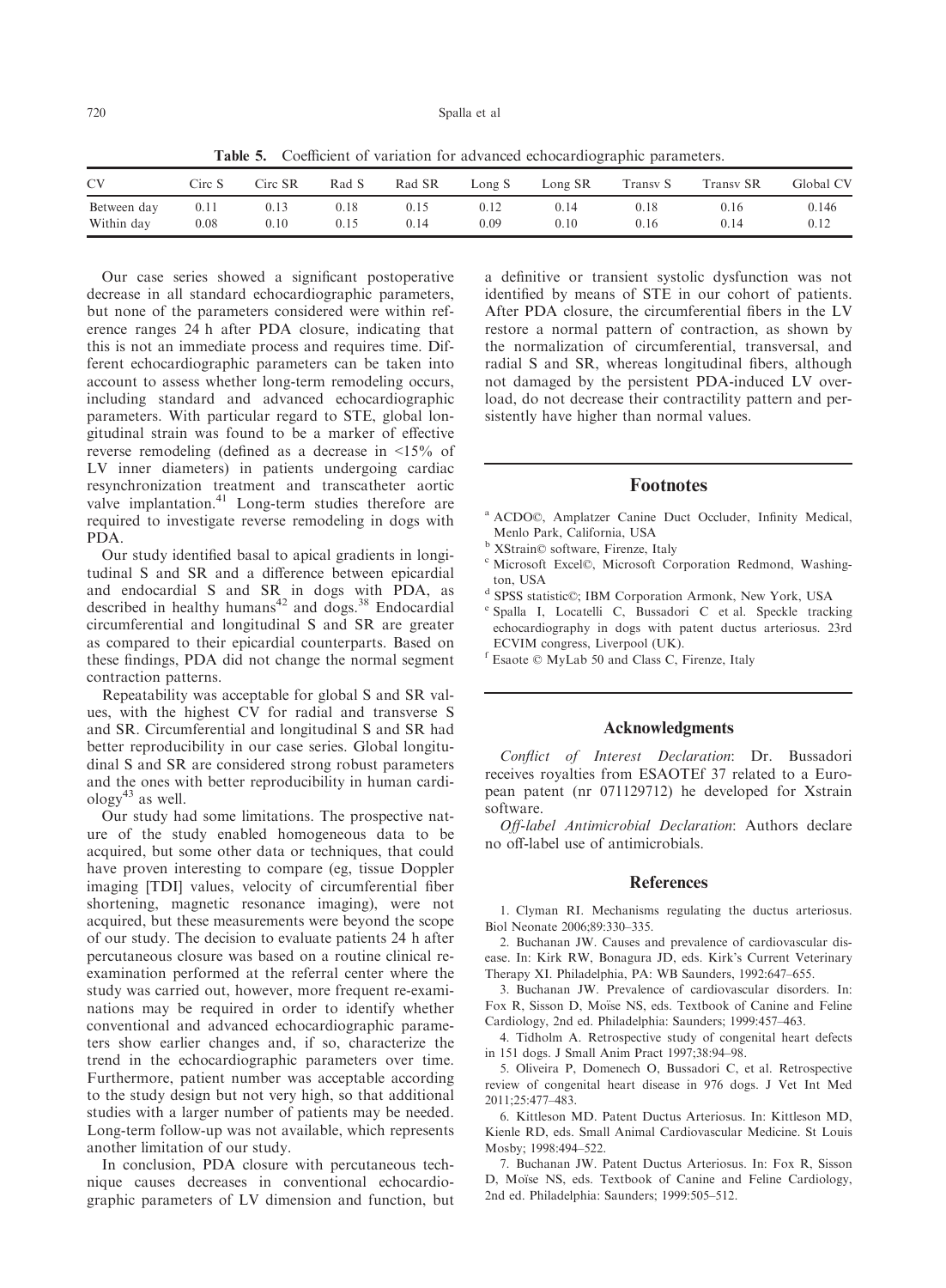**Table 5.** Coefficient of variation for advanced echocardiographic parameters.

| CV | Circ S | Circ SR | Rad S | Rad SR | Long S | Long SR | Transv S | Transv SR | Global CV |
|---|---|---|---|---|---|---|---|---|---|
| Between day | 0.11 | 0.13 | 0.18 | 0.15 | 0.12 | 0.14 | 0.18 | 0.16 | 0.146 |
| Within day | 0.08 | 0.10 | 0.15 | 0.14 | 0.09 | 0.10 | 0.16 | 0.14 | 0.12 |

Our case series showed a significant postoperative decrease in all standard echocardiographic parameters, but none of the parameters considered were within reference ranges 24 h after PDA closure, indicating that this is not an immediate process and requires time. Different echocardiographic parameters can be taken into account to assess whether long-term remodeling occurs, including standard and advanced echocardiographic parameters. With particular regard to STE, global longitudinal strain was found to be a marker of effective reverse remodeling (defined as a decrease in <15% of LV inner diameters) in patients undergoing cardiac resynchronization treatment and transcatheter aortic valve implantation.[41] Long-term studies therefore are required to investigate reverse remodeling in dogs with PDA.

Our study identified basal to apical gradients in longitudinal S and SR and a difference between epicardial and endocardial S and SR in dogs with PDA, as described in healthy humans[42] and dogs.[38] Endocardial circumferential and longitudinal S and SR are greater as compared to their epicardial counterparts. Based on these findings, PDA did not change the normal segment contraction patterns.

Repeatability was acceptable for global S and SR values, with the highest CV for radial and transverse S and SR. Circumferential and longitudinal S and SR had better reproducibility in our case series. Global longitudinal S and SR are considered strong robust parameters and the ones with better reproducibility in human cardiology[43] as well.

Our study had some limitations. The prospective nature of the study enabled homogeneous data to be acquired, but some other data or techniques, that could have proven interesting to compare (eg, tissue Doppler imaging [TDI] values, velocity of circumferential fiber shortening, magnetic resonance imaging), were not acquired, but these measurements were beyond the scope of our study. The decision to evaluate patients 24 h after percutaneous closure was based on a routine clinical re-examination performed at the referral center where the study was carried out, however, more frequent re-examinations may be required in order to identify whether conventional and advanced echocardiographic parameters show earlier changes and, if so, characterize the trend in the echocardiographic parameters over time. Furthermore, patient number was acceptable according to the study design but not very high, so that additional studies with a larger number of patients may be needed. Long-term follow-up was not available, which represents another limitation of our study.

In conclusion, PDA closure with percutaneous technique causes decreases in conventional echocardiographic parameters of LV dimension and function, but a definitive or transient systolic dysfunction was not identified by means of STE in our cohort of patients. After PDA closure, the circumferential fibers in the LV restore a normal pattern of contraction, as shown by the normalization of circumferential, transversal, and radial S and SR, whereas longitudinal fibers, although not damaged by the persistent PDA-induced LV overload, do not decrease their contractility pattern and persistently have higher than normal values.

## Footnotes

[a] ACDO©, Amplatzer Canine Duct Occluder, Infinity Medical, Menlo Park, California, USA

[b] XStrain© software, Firenze, Italy

[c] Microsoft Excel©, Microsoft Corporation Redmond, Washington, USA

[d] SPSS statistic©; IBM Corporation Armonk, New York, USA

[e] Spalla I, Locatelli C, Bussadori C et al. Speckle tracking echocardiography in dogs with patent ductus arteriosus. 23rd ECVIM congress, Liverpool (UK).

[f] Esaote © MyLab 50 and Class C, Firenze, Italy

## Acknowledgments

*Conflict of Interest Declaration*: Dr. Bussadori receives royalties from ESAOTEf 37 related to a European patent (nr 071129712) he developed for Xstrain software.

*Off-label Antimicrobial Declaration*: Authors declare no off-label use of antimicrobials.

## References

1. Clyman RI. Mechanisms regulating the ductus arteriosus. Biol Neonate 2006;89:330–335.

2. Buchanan JW. Causes and prevalence of cardiovascular disease. In: Kirk RW, Bonagura JD, eds. Kirk's Current Veterinary Therapy XI. Philadelphia, PA: WB Saunders, 1992:647–655.

3. Buchanan JW. Prevalence of cardiovascular disorders. In: Fox R, Sisson D, Moïse NS, eds. Textbook of Canine and Feline Cardiology, 2nd ed. Philadelphia: Saunders; 1999:457–463.

4. Tidholm A. Retrospective study of congenital heart defects in 151 dogs. J Small Anim Pract 1997;38:94–98.

5. Oliveira P, Domenech O, Bussadori C, et al. Retrospective review of congenital heart disease in 976 dogs. J Vet Int Med 2011;25:477–483.

6. Kittleson MD. Patent Ductus Arteriosus. In: Kittleson MD, Kienle RD, eds. Small Animal Cardiovascular Medicine. St Louis Mosby; 1998:494–522.

7. Buchanan JW. Patent Ductus Arteriosus. In: Fox R, Sisson D, Moïse NS, eds. Textbook of Canine and Feline Cardiology, 2nd ed. Philadelphia: Saunders; 1999:505–512.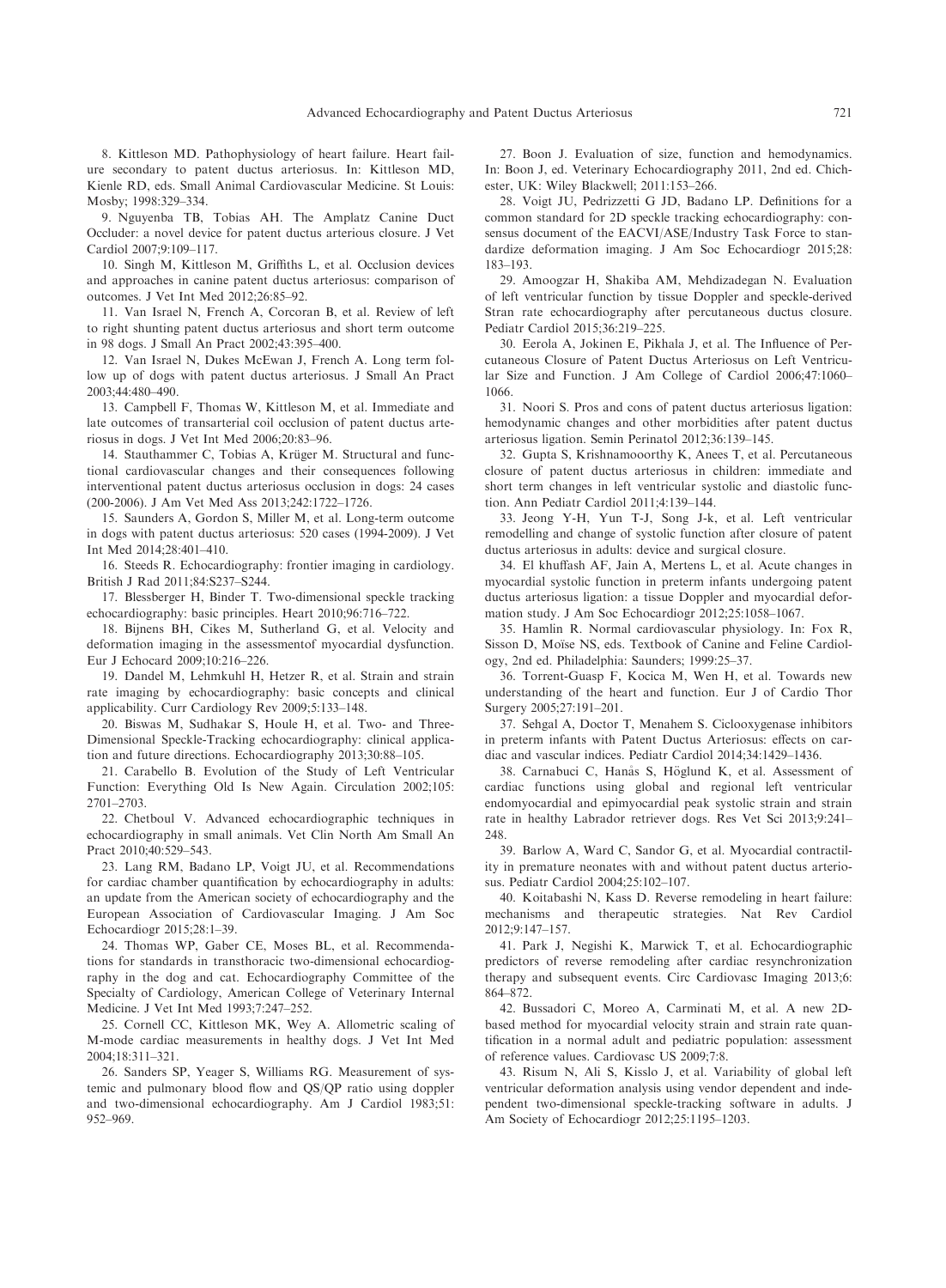8. Kittleson MD. Pathophysiology of heart failure. Heart failure secondary to patent ductus arteriosus. In: Kittleson MD, Kienle RD, eds. Small Animal Cardiovascular Medicine. St Louis: Mosby; 1998:329–334.

9. Nguyenba TB, Tobias AH. The Amplatz Canine Duct Occluder: a novel device for patent ductus arterious closure. J Vet Cardiol 2007;9:109–117.

10. Singh M, Kittleson M, Griffiths L, et al. Occlusion devices and approaches in canine patent ductus arteriosus: comparison of outcomes. J Vet Int Med 2012;26:85–92.

11. Van Israel N, French A, Corcoran B, et al. Review of left to right shunting patent ductus arteriosus and short term outcome in 98 dogs. J Small An Pract 2002;43:395–400.

12. Van Israel N, Dukes McEwan J, French A. Long term follow up of dogs with patent ductus arteriosus. J Small An Pract 2003;44:480–490.

13. Campbell F, Thomas W, Kittleson M, et al. Immediate and late outcomes of transarterial coil occlusion of patent ductus arteriosus in dogs. J Vet Int Med 2006;20:83–96.

14. Stauthammer C, Tobias A, Krüger M. Structural and functional cardiovascular changes and their consequences following interventional patent ductus arteriosus occlusion in dogs: 24 cases (200-2006). J Am Vet Med Ass 2013;242:1722–1726.

15. Saunders A, Gordon S, Miller M, et al. Long-term outcome in dogs with patent ductus arteriosus: 520 cases (1994-2009). J Vet Int Med 2014;28:401–410.

16. Steeds R. Echocardiography: frontier imaging in cardiology. British J Rad 2011;84:S237–S244.

17. Blessberger H, Binder T. Two-dimensional speckle tracking echocardiography: basic principles. Heart 2010;96:716–722.

18. Bijnens BH, Cikes M, Sutherland G, et al. Velocity and deformation imaging in the assessmentof myocardial dysfunction. Eur J Echocard 2009;10:216–226.

19. Dandel M, Lehmkuhl H, Hetzer R, et al. Strain and strain rate imaging by echocardiography: basic concepts and clinical applicability. Curr Cardiology Rev 2009;5:133–148.

20. Biswas M, Sudhakar S, Houle H, et al. Two- and Three-Dimensional Speckle-Tracking echocardiography: clinical application and future directions. Echocardiography 2013;30:88–105.

21. Carabello B. Evolution of the Study of Left Ventricular Function: Everything Old Is New Again. Circulation 2002;105: 2701–2703.

22. Chetboul V. Advanced echocardiographic techniques in echocardiography in small animals. Vet Clin North Am Small An Pract 2010;40:529–543.

23. Lang RM, Badano LP, Voigt JU, et al. Recommendations for cardiac chamber quantification by echocardiography in adults: an update from the American society of echocardiography and the European Association of Cardiovascular Imaging. J Am Soc Echocardiogr 2015;28:1–39.

24. Thomas WP, Gaber CE, Moses BL, et al. Recommendations for standards in transthoracic two-dimensional echocardiography in the dog and cat. Echocardiography Committee of the Specialty of Cardiology, American College of Veterinary Internal Medicine. J Vet Int Med 1993;7:247–252.

25. Cornell CC, Kittleson MK, Wey A. Allometric scaling of M-mode cardiac measurements in healthy dogs. J Vet Int Med 2004;18:311–321.

26. Sanders SP, Yeager S, Williams RG. Measurement of systemic and pulmonary blood flow and QS/QP ratio using doppler and two-dimensional echocardiography. Am J Cardiol 1983;51: 952–969.

27. Boon J. Evaluation of size, function and hemodynamics. In: Boon J, ed. Veterinary Echocardiography 2011, 2nd ed. Chichester, UK: Wiley Blackwell; 2011:153–266.

28. Voigt JU, Pedrizzetti G JD, Badano LP. Definitions for a common standard for 2D speckle tracking echocardiography: consensus document of the EACVI/ASE/Industry Task Force to standardize deformation imaging. J Am Soc Echocardiogr 2015;28: 183–193.

29. Amoogzar H, Shakiba AM, Mehdizadegan N. Evaluation of left ventricular function by tissue Doppler and speckle-derived Stran rate echocardiography after percutaneous ductus closure. Pediatr Cardiol 2015;36:219–225.

30. Eerola A, Jokinen E, Pikhala J, et al. The Influence of Percutaneous Closure of Patent Ductus Arteriosus on Left Ventricular Size and Function. J Am College of Cardiol 2006;47:1060–1066.

31. Noori S. Pros and cons of patent ductus arteriosus ligation: hemodynamic changes and other morbidities after patent ductus arteriosus ligation. Semin Perinatol 2012;36:139–145.

32. Gupta S, Krishnamooorthy K, Anees T, et al. Percutaneous closure of patent ductus arteriosus in children: immediate and short term changes in left ventricular systolic and diastolic function. Ann Pediatr Cardiol 2011;4:139–144.

33. Jeong Y-H, Yun T-J, Song J-k, et al. Left ventricular remodelling and change of systolic function after closure of patent ductus arteriosus in adults: device and surgical closure.

34. El khuffash AF, Jain A, Mertens L, et al. Acute changes in myocardial systolic function in preterm infants undergoing patent ductus arteriosus ligation: a tissue Doppler and myocardial deformation study. J Am Soc Echocardiogr 2012;25:1058–1067.

35. Hamlin R. Normal cardiovascular physiology. In: Fox R, Sisson D, Moïse NS, eds. Textbook of Canine and Feline Cardiology, 2nd ed. Philadelphia: Saunders; 1999:25–37.

36. Torrent-Guasp F, Kocica M, Wen H, et al. Towards new understanding of the heart and function. Eur J of Cardio Thor Surgery 2005;27:191–201.

37. Sehgal A, Doctor T, Menahem S. Ciclooxygenase inhibitors in preterm infants with Patent Ductus Arteriosus: effects on cardiac and vascular indices. Pediatr Cardiol 2014;34:1429–1436.

38. Carnabuci C, Hanås S, Höglund K, et al. Assessment of cardiac functions using global and regional left ventricular endomyocardial and epimyocardial peak systolic strain and strain rate in healthy Labrador retriever dogs. Res Vet Sci 2013;9:241–248.

39. Barlow A, Ward C, Sandor G, et al. Myocardial contractility in premature neonates with and without patent ductus arteriosus. Pediatr Cardiol 2004;25:102–107.

40. Koitabashi N, Kass D. Reverse remodeling in heart failure: mechanisms and therapeutic strategies. Nat Rev Cardiol 2012;9:147–157.

41. Park J, Negishi K, Marwick T, et al. Echocardiographic predictors of reverse remodeling after cardiac resynchronization therapy and subsequent events. Circ Cardiovasc Imaging 2013;6: 864–872.

42. Bussadori C, Moreo A, Carminati M, et al. A new 2D-based method for myocardial velocity strain and strain rate quantification in a normal adult and pediatric population: assessment of reference values. Cardiovasc US 2009;7:8.

43. Risum N, Ali S, Kisslo J, et al. Variability of global left ventricular deformation analysis using vendor dependent and independent two-dimensional speckle-tracking software in adults. J Am Society of Echocardiogr 2012;25:1195–1203.